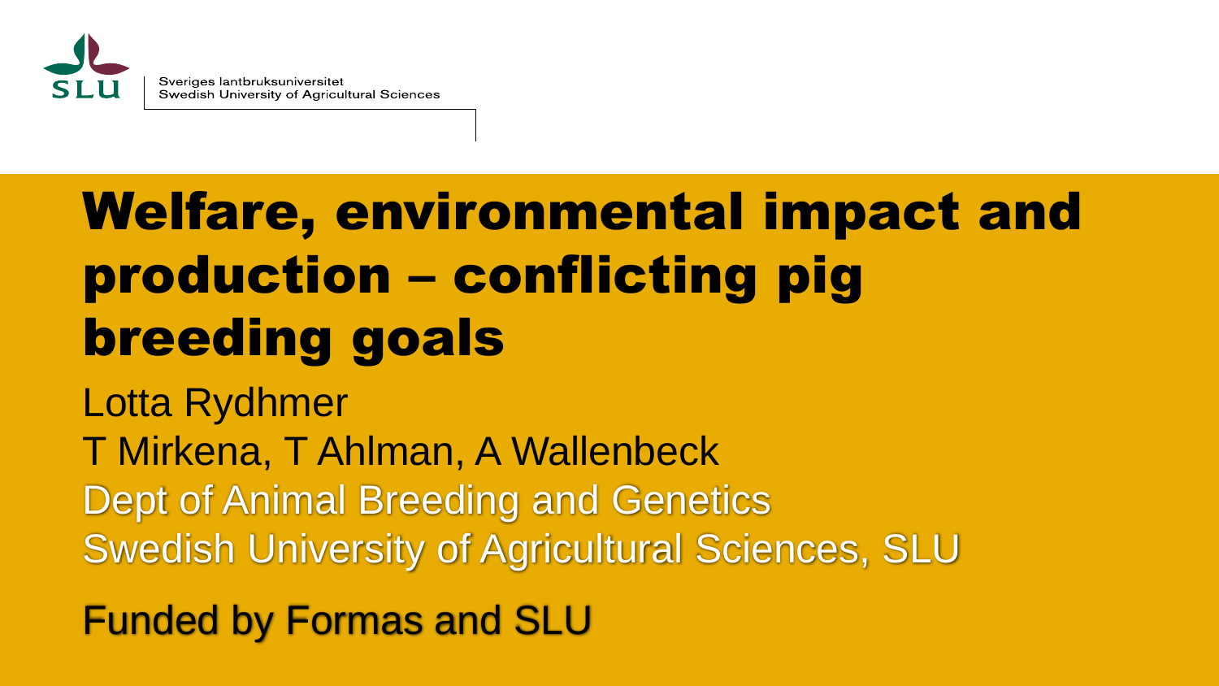Sveriges lantbruksuniversitet
Swedish University of Agricultural Sciences

# Welfare, environmental impact and production – conflicting pig breeding goals

Lotta Rydhmer

T Mirkena, T Ahlman, A Wallenbeck

Dept of Animal Breeding and Genetics

Swedish University of Agricultural Sciences, SLU

Funded by Formas and SLU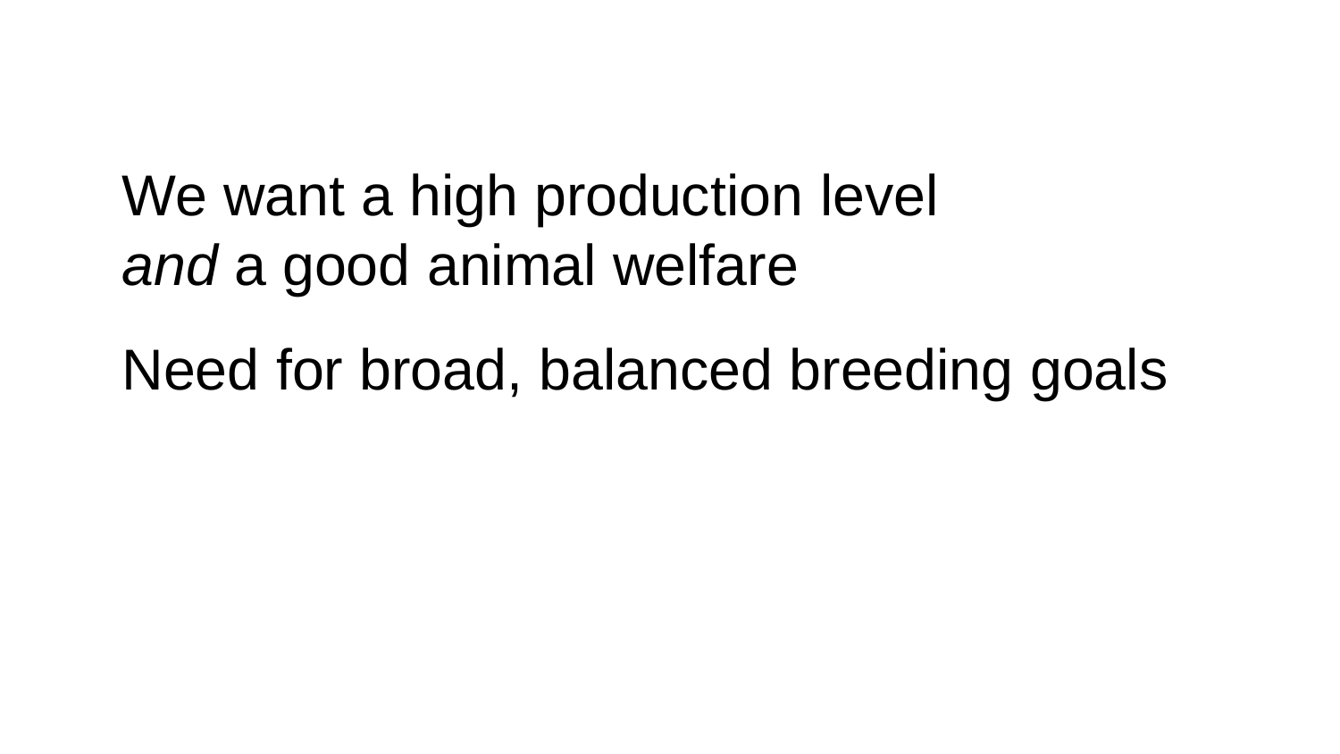We want a high production level
*and* a good animal welfare

Need for broad, balanced breeding goals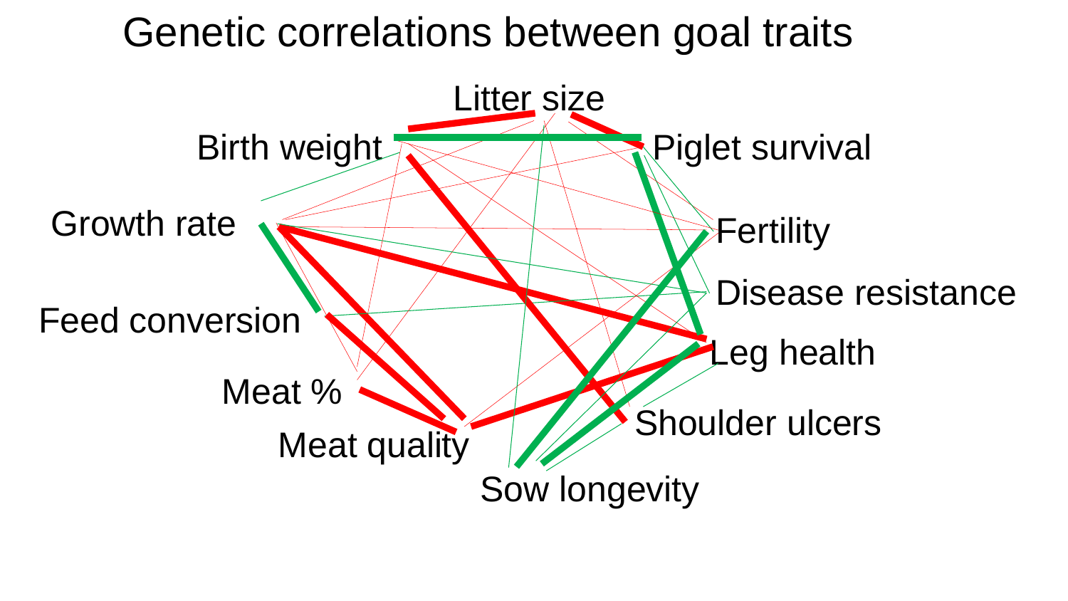# Genetic correlations between goal traits

Litter size

Birth weight

Piglet survival

Growth rate

Fertility

Disease resistance

Feed conversion

Leg health

Meat %

Shoulder ulcers

Meat quality

Sow longevity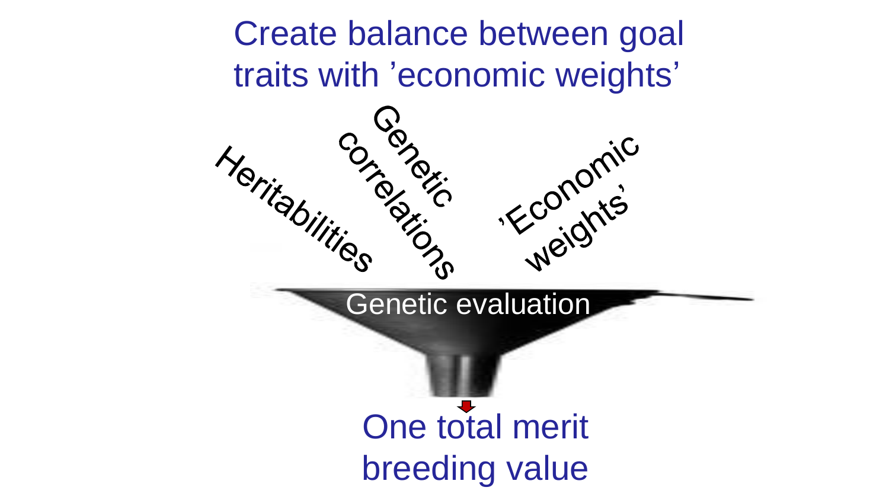# Create balance between goal traits with ’economic weights’

Heritabilities

Genetic correlations

’Economic weights’

Genetic evaluation

One total merit breeding value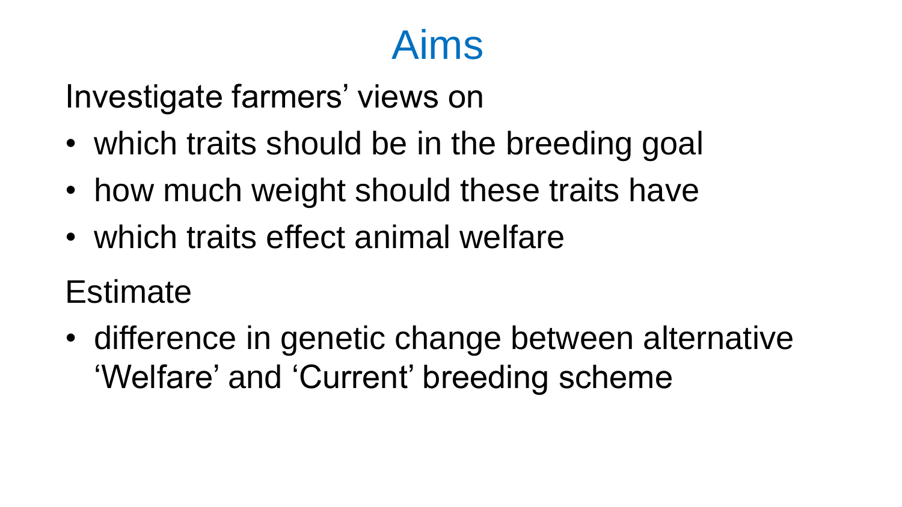# Aims

Investigate farmers' views on

- which traits should be in the breeding goal
- how much weight should these traits have
- which traits effect animal welfare

Estimate

- difference in genetic change between alternative 'Welfare' and 'Current' breeding scheme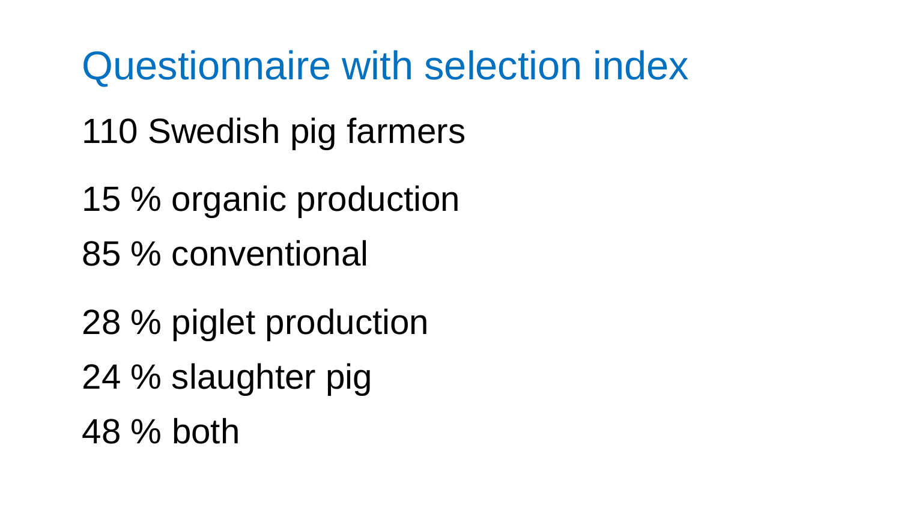# Questionnaire with selection index

110 Swedish pig farmers

15 % organic production

85 % conventional

28 % piglet production

24 % slaughter pig

48 % both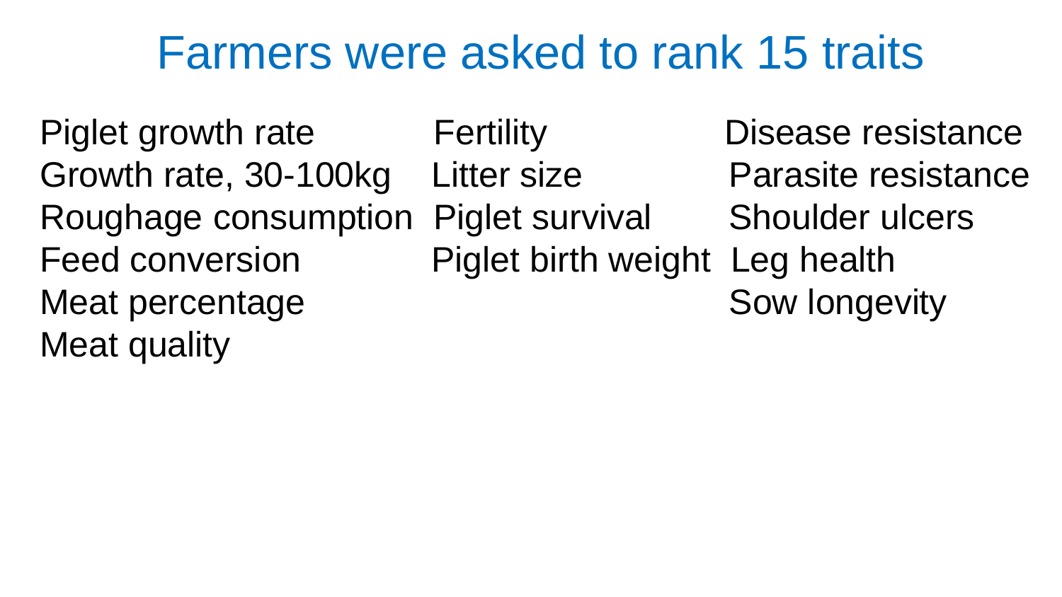# Farmers were asked to rank 15 traits

- Piglet growth rate
- Growth rate, 30-100kg
- Roughage consumption
- Feed conversion
- Meat percentage
- Meat quality

- Fertility
- Litter size
- Piglet survival
- Piglet birth weight

- Disease resistance
- Parasite resistance
- Shoulder ulcers
- Leg health
- Sow longevity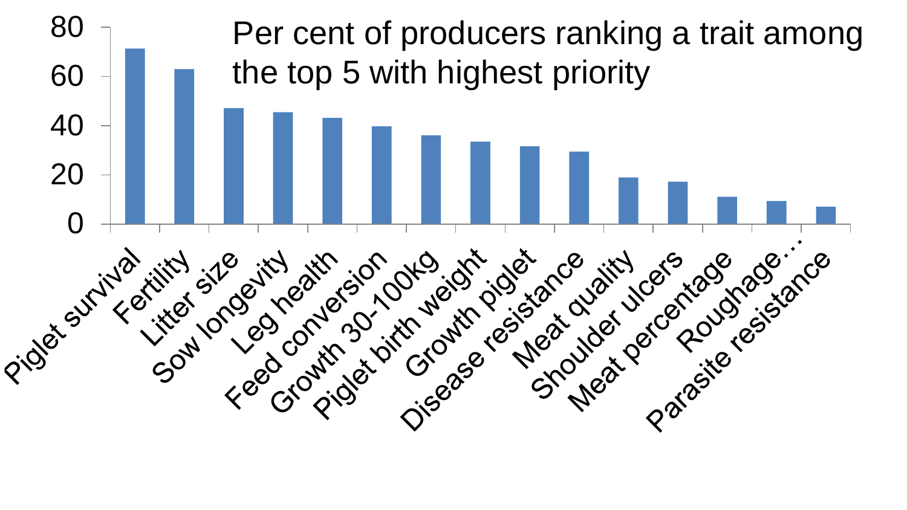Per cent of producers ranking a trait among the top 5 with highest priority

0, 20, 40, 60, 80

Piglet survival, Fertility, Litter size, Sow longevity, Leg health, Feed conversion, Growth 30-100kg, Piglet birth weight, Growth piglet, Disease resistance, Meat quality, Shoulder ulcers, Meat percentage, Roughage…, Parasite resistance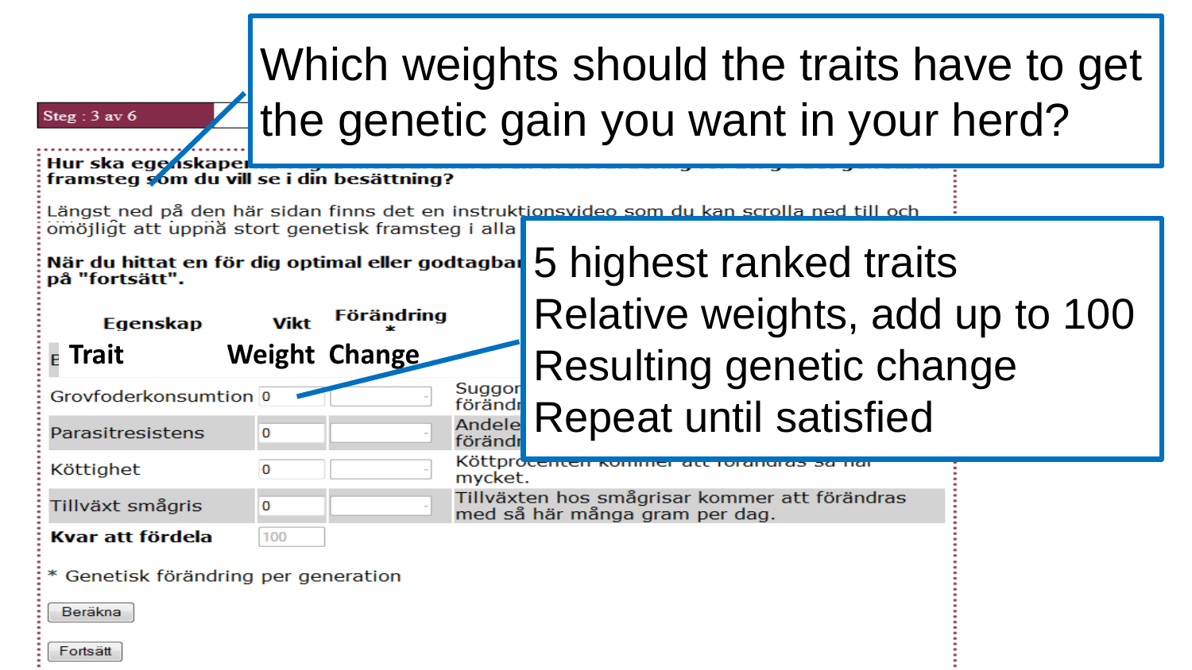# Which weights should the traits have to get the genetic gain you want in your herd?

Steg : 3 av 6

**Hur ska egenskaper... framsteg som du vill se i din besättning?**

Längst ned på den här sidan finns det en instruktionsvideo som du kan scrolla ned till och... omöjligt att uppnå stort genetisk framsteg i alla...

**När du hittat en för dig optimal eller godtagbar... på "fortsätt".**

- 5 highest ranked traits
- Relative weights, add up to 100
- Resulting genetic change
- Repeat until satisfied

| Egenskap / **Trait** | Vikt / **Weight** | Förändring * / **Change** | |
|---|---|---|---|
| Grovfoderkonsumtion | 0 | | Suggor... förändr... |
| Parasitresistens | 0 | | Andele... förändr... |
| Köttighet | 0 | | Köttprocenten kommer att förändras så här mycket. |
| Tillväxt smågris | 0 | | Tillväxten hos smågrisar kommer att förändras med så här många gram per dag. |
| **Kvar att fördela** | 100 | | |

\* Genetisk förändring per generation

Beräkna

Fortsätt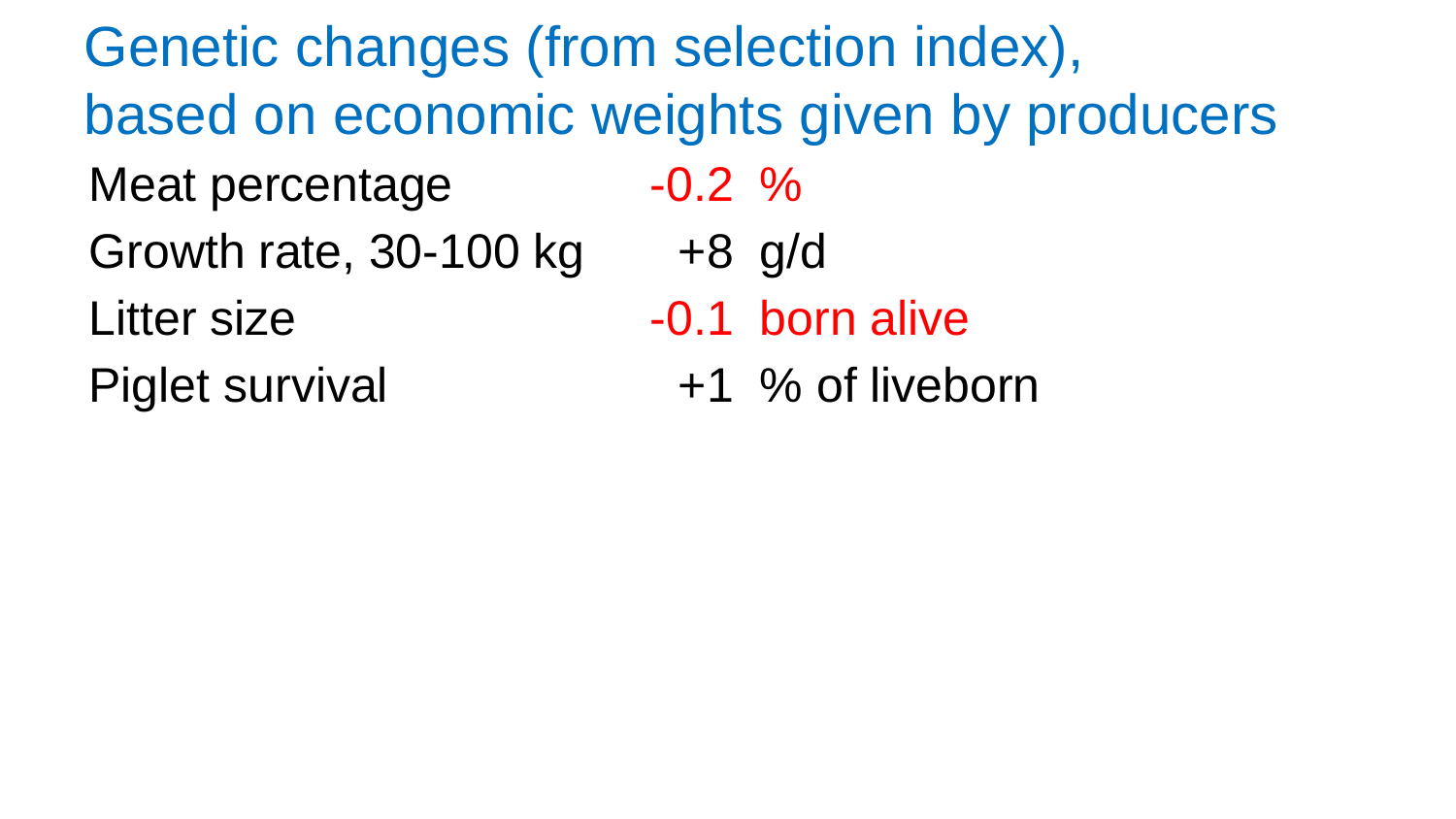# Genetic changes (from selection index), based on economic weights given by producers

| Trait | Change | Unit |
|---|---|---|
| Meat percentage | -0.2 | % |
| Growth rate, 30-100 kg | +8 | g/d |
| Litter size | -0.1 | born alive |
| Piglet survival | +1 | % of liveborn |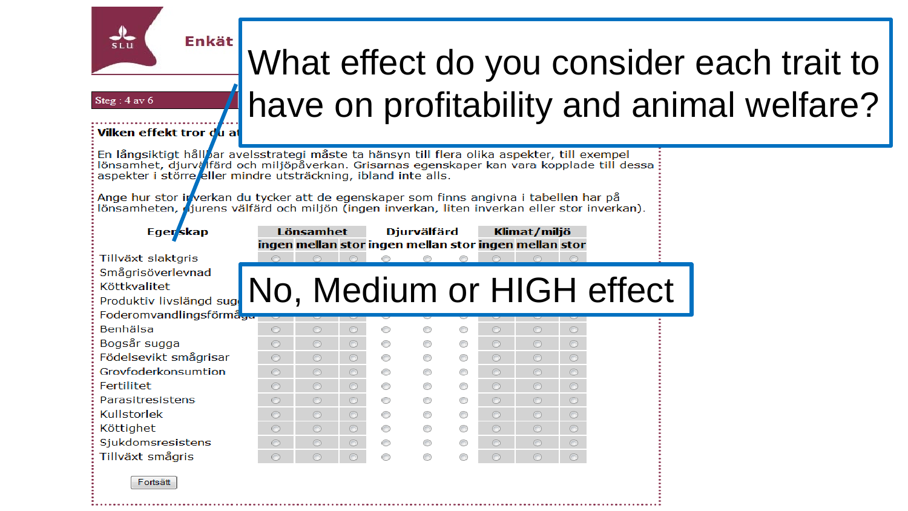Enkät

Steg : 4 av 6

# What effect do you consider each trait to have on profitability and animal welfare?

**Vilken effekt tror du at**

En långsiktigt hållbar avelsstrategi måste ta hänsyn till flera olika aspekter, till exempel lönsamhet, djurvälfärd och miljöpåverkan. Grisarnas egenskaper kan vara kopplade till dessa aspekter i större eller mindre utsträckning, ibland inte alls.

Ange hur stor inverkan du tycker att de egenskaper som finns angivna i tabellen har på lönsamheten, djurens välfärd och miljön (ingen inverkan, liten inverkan eller stor inverkan).

## No, Medium or HIGH effect

| Egenskap | Lönsamhet | | | Djurvälfärd | | | Klimat/miljö | | |
|---|---|---|---|---|---|---|---|---|---|
| | ingen | mellan | stor | ingen | mellan | stor | ingen | mellan | stor |
| Tillväxt slaktgris | | | | | | | | | |
| Smågrisöverlevnad | | | | | | | | | |
| Köttkvalitet | | | | | | | | | |
| Produktiv livslängd sug | | | | | | | | | |
| Foderomvandlingsförmåga | | | | | | | | | |
| Benhälsa | | | | | | | | | |
| Bogsår sugga | | | | | | | | | |
| Födelsevikt smågrisar | | | | | | | | | |
| Grovfoderkonsumtion | | | | | | | | | |
| Fertilitet | | | | | | | | | |
| Parasitresistens | | | | | | | | | |
| Kullstorlek | | | | | | | | | |
| Köttighet | | | | | | | | | |
| Sjukdomsresistens | | | | | | | | | |
| Tillväxt smågris | | | | | | | | | |

Fortsätt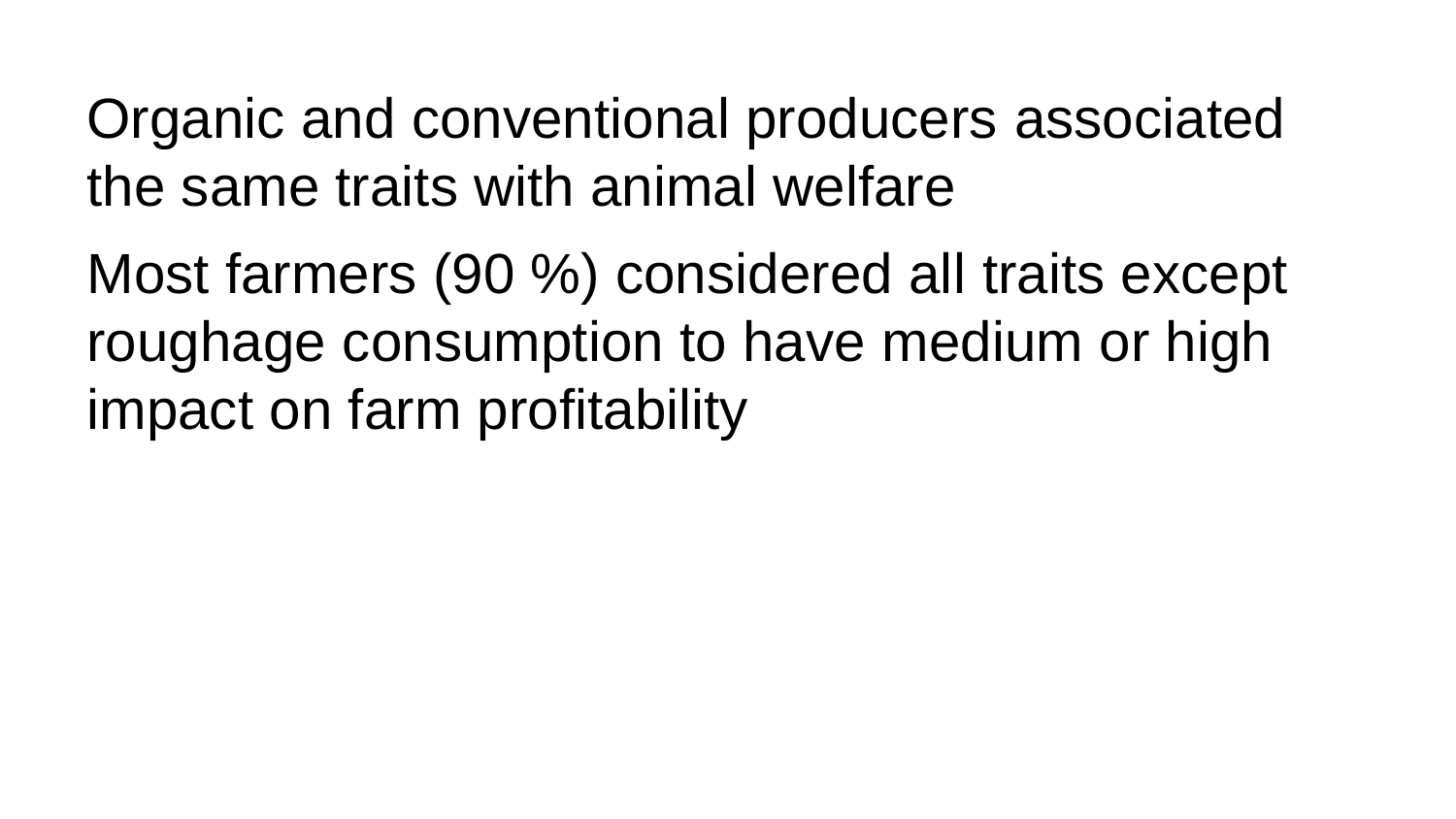Organic and conventional producers associated the same traits with animal welfare

Most farmers (90 %) considered all traits except roughage consumption to have medium or high impact on farm profitability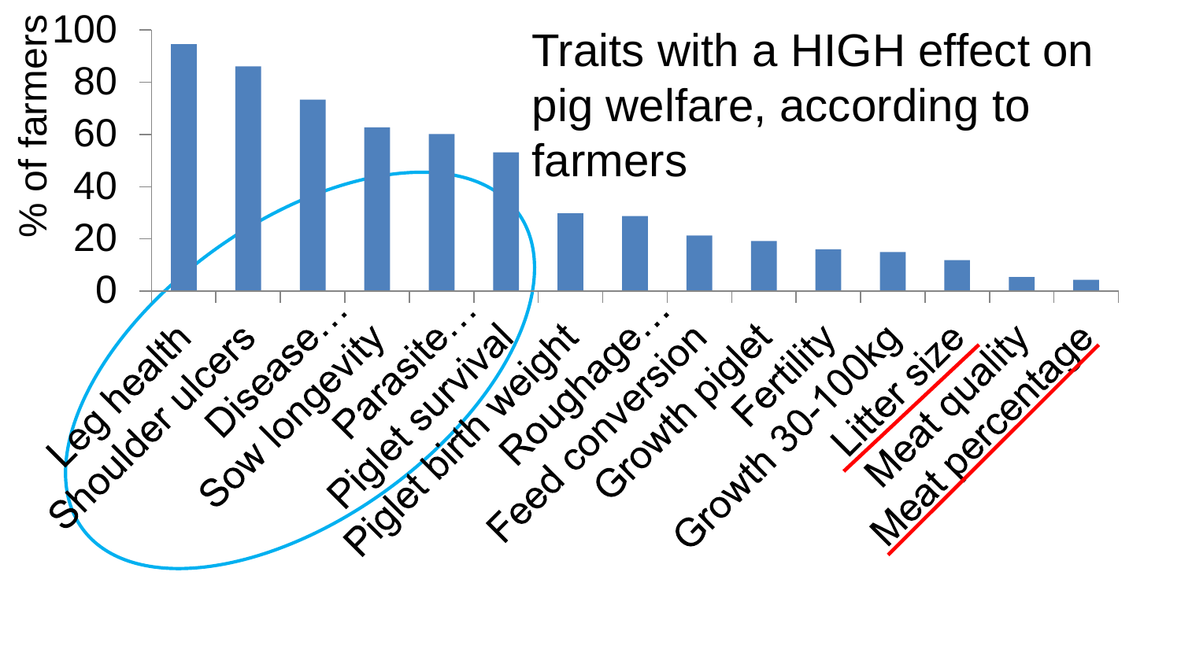# Traits with a HIGH effect on pig welfare, according to farmers

% of farmers

- Leg health
- Shoulder ulcers
- Disease…
- Sow longevity
- Parasite…
- Piglet survival
- Piglet birth weight
- Roughage…
- Feed conversion
- Growth piglet
- Fertility
- Growth 30-100kg
- Litter size
- Meat quality
- Meat percentage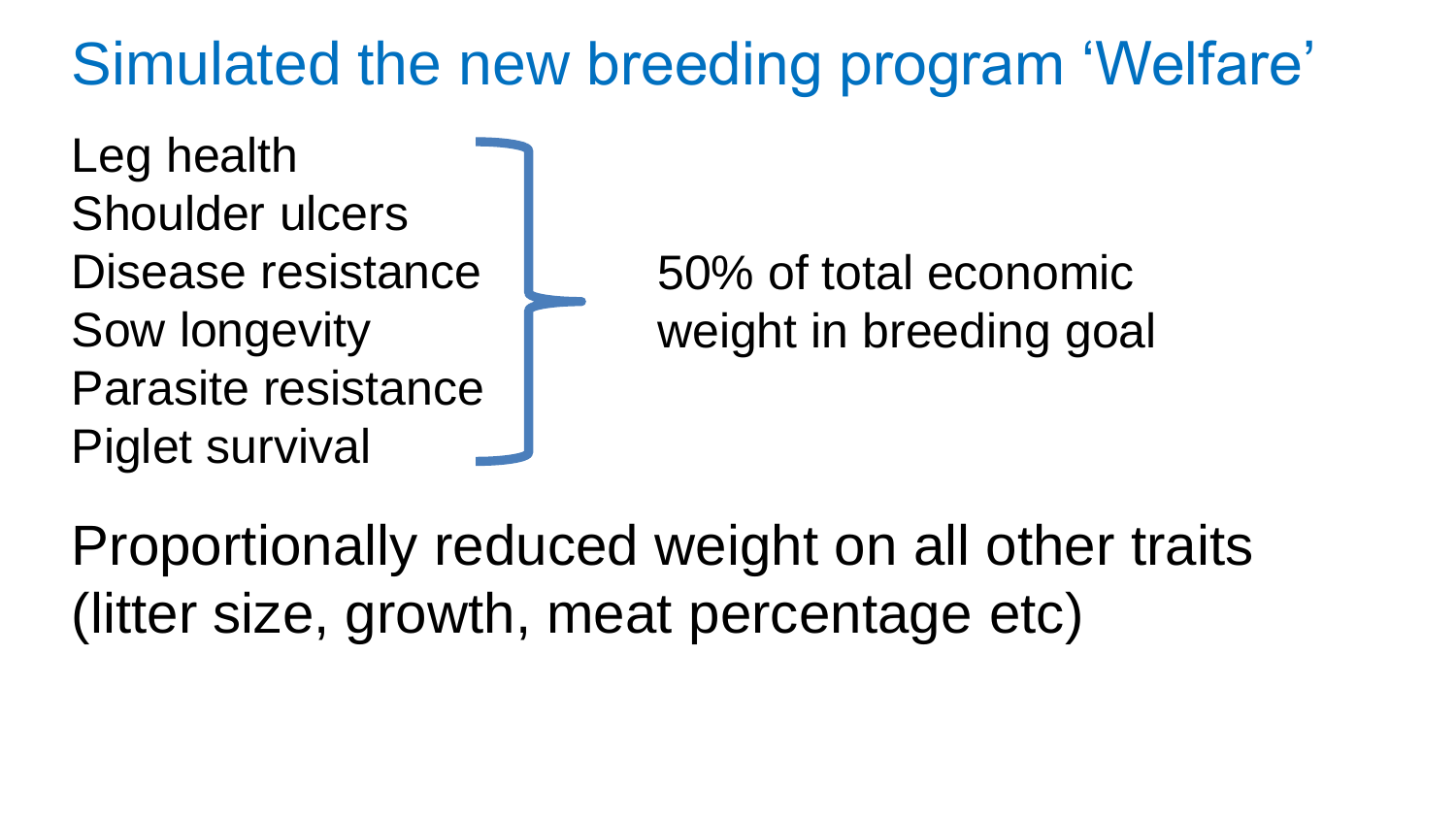# Simulated the new breeding program 'Welfare'

Leg health
Shoulder ulcers
Disease resistance
Sow longevity
Parasite resistance
Piglet survival

} 50% of total economic weight in breeding goal

Proportionally reduced weight on all other traits (litter size, growth, meat percentage etc)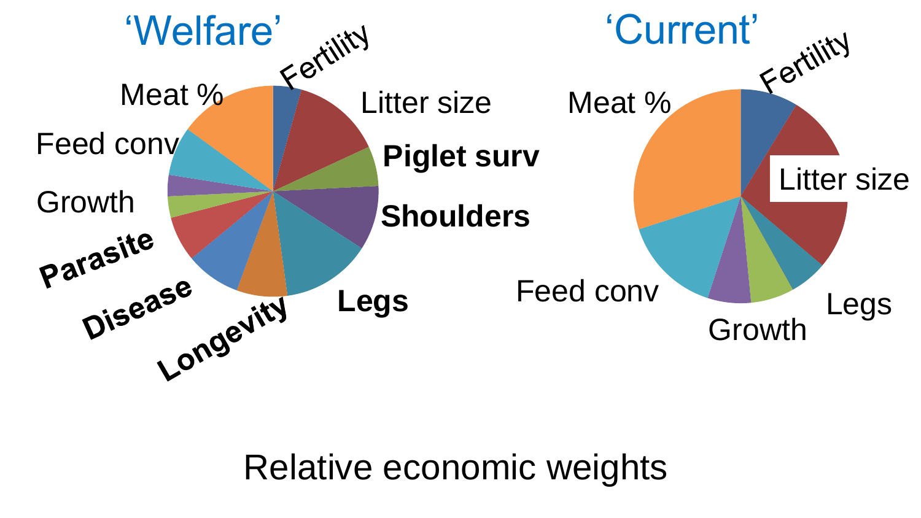## 'Welfare'

Fertility

Litter size

**Piglet surv**

**Shoulders**

**Legs**

**Longevity**

**Disease**

**Parasite**

Growth

Feed conv

Meat %

## 'Current'

Fertility

Litter size

Legs

Growth

Feed conv

Meat %

Relative economic weights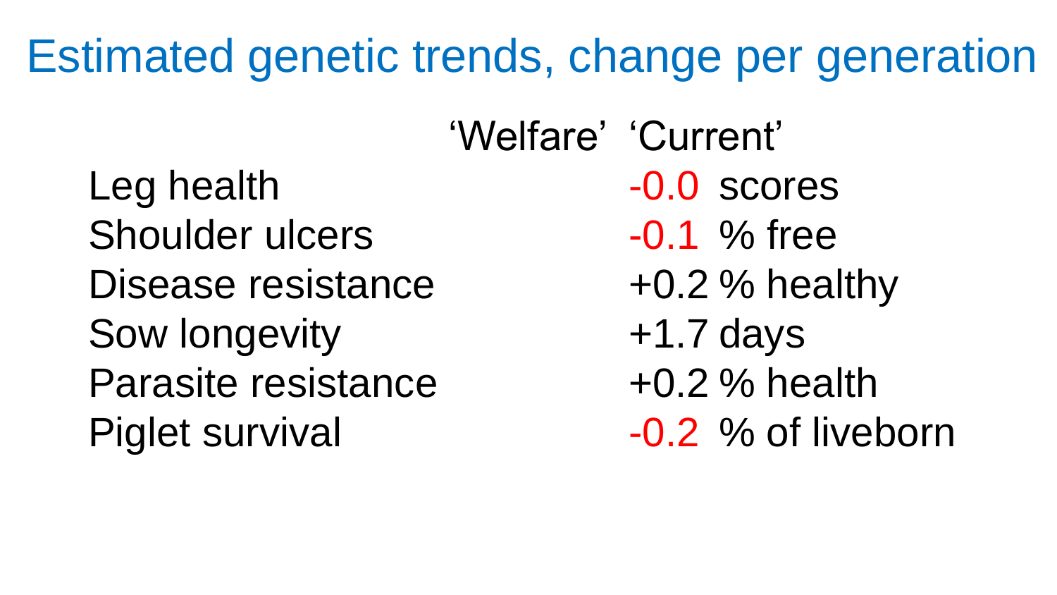# Estimated genetic trends, change per generation

| | 'Welfare' | 'Current' | |
|---|---|---|---|
| Leg health | | -0.0 | scores |
| Shoulder ulcers | | -0.1 | % free |
| Disease resistance | | +0.2 | % healthy |
| Sow longevity | | +1.7 | days |
| Parasite resistance | | +0.2 | % health |
| Piglet survival | | -0.2 | % of liveborn |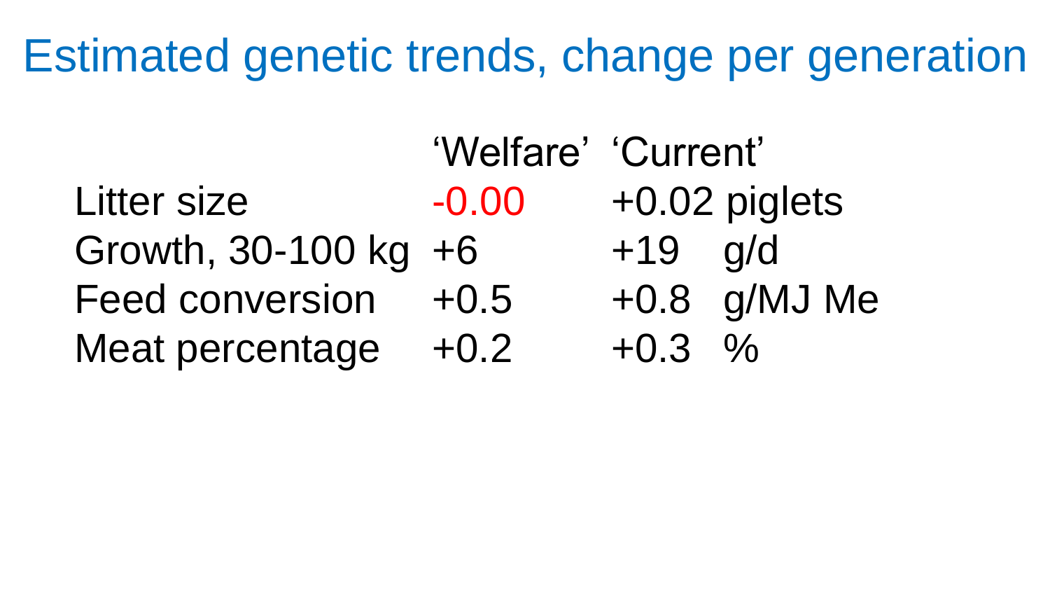# Estimated genetic trends, change per generation

| | 'Welfare' | 'Current' | |
|---|---|---|---|
| Litter size | -0.00 | +0.02 | piglets |
| Growth, 30-100 kg | +6 | +19 | g/d |
| Feed conversion | +0.5 | +0.8 | g/MJ Me |
| Meat percentage | +0.2 | +0.3 | % |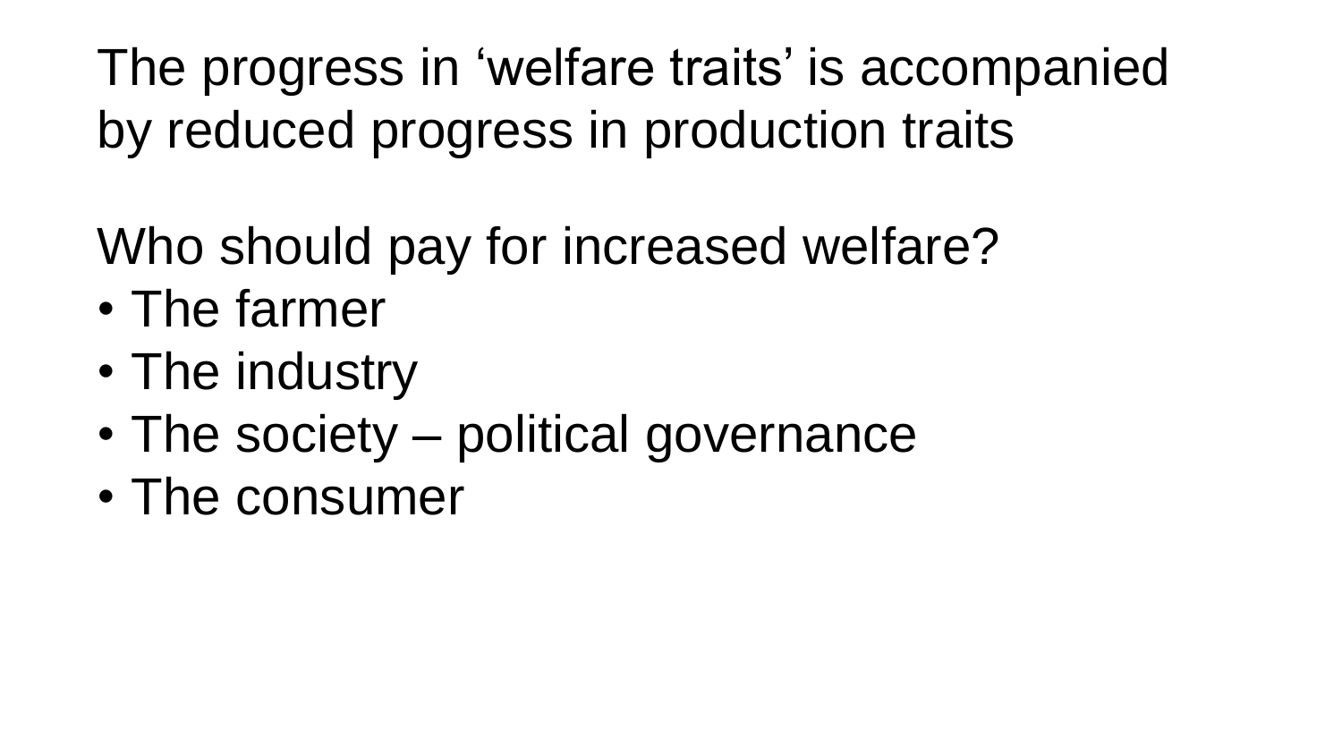The progress in ‘welfare traits’ is accompanied by reduced progress in production traits

Who should pay for increased welfare?

- The farmer
- The industry
- The society – political governance
- The consumer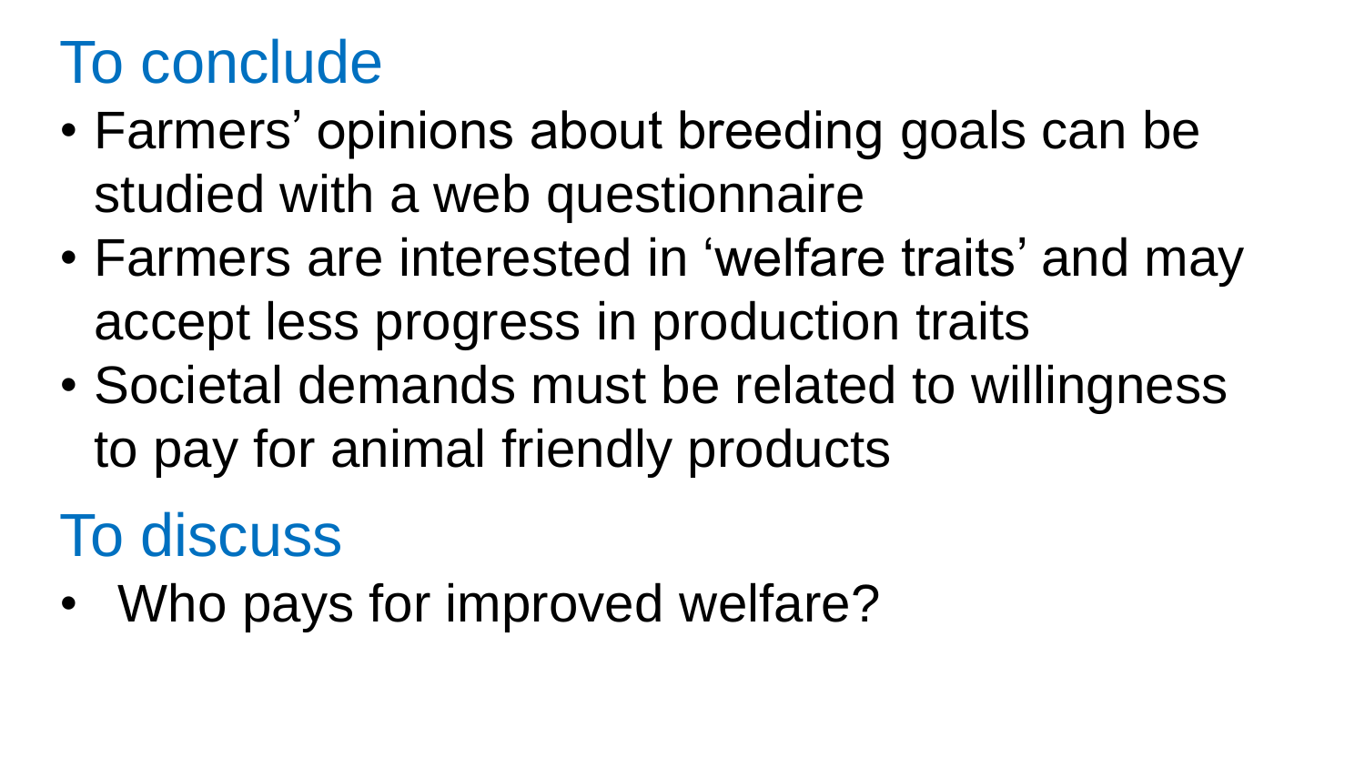## To conclude

- Farmers' opinions about breeding goals can be studied with a web questionnaire
- Farmers are interested in 'welfare traits' and may accept less progress in production traits
- Societal demands must be related to willingness to pay for animal friendly products

## To discuss

- Who pays for improved welfare?